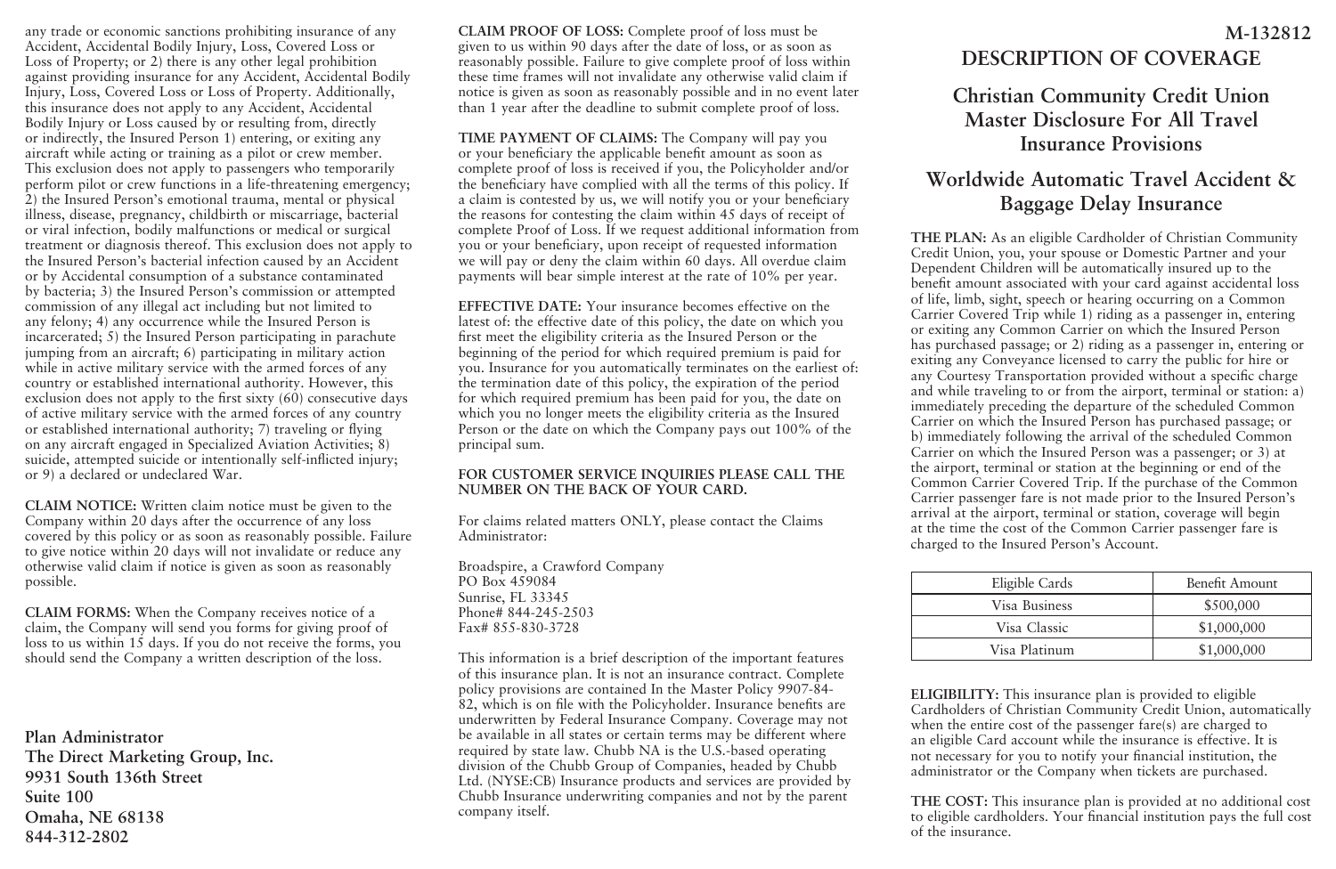any trade or economic sanctions prohibiting insurance of any Accident, Accidental Bodily Injury, Loss, Covered Loss or Loss of Property; or 2) there is any other legal prohibition against providing insurance for any Accident, Accidental Bodily Injury, Loss, Covered Loss or Loss of Property. Additionally, this insurance does not apply to any Accident, Accidental Bodily Injury or Loss caused by or resulting from, directly or indirectly, the Insured Person 1) entering, or exiting any aircraft while acting or training as a pilot or crew member. This exclusion does not apply to passengers who temporarily perform pilot or crew functions in a life-threatening emergency; 2) the Insured Person's emotional trauma, mental or physical illness, disease, pregnancy, childbirth or miscarriage, bacterial or viral infection, bodily malfunctions or medical or surgical treatment or diagnosis thereof. This exclusion does not apply to the Insured Person's bacterial infection caused by an Accident or by Accidental consumption of a substance contaminated by bacteria; 3) the Insured Person's commission or attempted commission of any illegal act including but not limited to any felony; 4) any occurrence while the Insured Person is incarcerated; 5) the Insured Person participating in parachute jumping from an aircraft; 6) participating in military action while in active military service with the armed forces of any country or established international authority. However, this exclusion does not apply to the first sixty (60) consecutive days of active military service with the armed forces of any country or established international authority; 7) traveling or flying on any aircraft engaged in Specialized Aviation Activities; 8) suicide, attempted suicide or intentionally self-inflicted injury; or 9) a declared or undeclared War.

**CLAIM NOTICE:** Written claim notice must be given to the Company within 20 days after the occurrence of any loss covered by this policy or as soon as reasonably possible. Failure to give notice within 20 days will not invalidate or reduce any otherwise valid claim if notice is given as soon as reasonably possible.

**CLAIM FORMS:** When the Company receives notice of a claim, the Company will send you forms for giving proof of loss to us within 15 days. If you do not receive the forms, you should send the Company a written description of the loss.

**Plan Administrator**
**The Direct Marketing Group, Inc.**
**9931 South 136th Street**
**Suite 100**
**Omaha, NE 68138**
**844-312-2802**

**CLAIM PROOF OF LOSS:** Complete proof of loss must be given to us within 90 days after the date of loss, or as soon as reasonably possible. Failure to give complete proof of loss within these time frames will not invalidate any otherwise valid claim if notice is given as soon as reasonably possible and in no event later than 1 year after the deadline to submit complete proof of loss.

**TIME PAYMENT OF CLAIMS:** The Company will pay you or your beneficiary the applicable benefit amount as soon as complete proof of loss is received if you, the Policyholder and/or the beneficiary have complied with all the terms of this policy. If a claim is contested by us, we will notify you or your beneficiary the reasons for contesting the claim within 45 days of receipt of complete Proof of Loss. If we request additional information from you or your beneficiary, upon receipt of requested information we will pay or deny the claim within 60 days. All overdue claim payments will bear simple interest at the rate of 10% per year.

**EFFECTIVE DATE:** Your insurance becomes effective on the latest of: the effective date of this policy, the date on which you first meet the eligibility criteria as the Insured Person or the beginning of the period for which required premium is paid for you. Insurance for you automatically terminates on the earliest of: the termination date of this policy, the expiration of the period for which required premium has been paid for you, the date on which you no longer meets the eligibility criteria as the Insured Person or the date on which the Company pays out 100% of the principal sum.

**FOR CUSTOMER SERVICE INQUIRIES PLEASE CALL THE NUMBER ON THE BACK OF YOUR CARD.**

For claims related matters ONLY, please contact the Claims Administrator:

Broadspire, a Crawford Company
PO Box 459084
Sunrise, FL 33345
Phone# 844-245-2503
Fax# 855-830-3728

This information is a brief description of the important features of this insurance plan. It is not an insurance contract. Complete policy provisions are contained In the Master Policy 9907-84-82, which is on file with the Policyholder. Insurance benefits are underwritten by Federal Insurance Company. Coverage may not be available in all states or certain terms may be different where required by state law. Chubb NA is the U.S.-based operating division of the Chubb Group of Companies, headed by Chubb Ltd. (NYSE:CB) Insurance products and services are provided by Chubb Insurance underwriting companies and not by the parent company itself.

**M-132812**

# DESCRIPTION OF COVERAGE

## Christian Community Credit Union Master Disclosure For All Travel Insurance Provisions

## Worldwide Automatic Travel Accident & Baggage Delay Insurance

**THE PLAN:** As an eligible Cardholder of Christian Community Credit Union, you, your spouse or Domestic Partner and your Dependent Children will be automatically insured up to the benefit amount associated with your card against accidental loss of life, limb, sight, speech or hearing occurring on a Common Carrier Covered Trip while 1) riding as a passenger in, entering or exiting any Common Carrier on which the Insured Person has purchased passage; or 2) riding as a passenger in, entering or exiting any Conveyance licensed to carry the public for hire or any Courtesy Transportation provided without a specific charge and while traveling to or from the airport, terminal or station: a) immediately preceding the departure of the scheduled Common Carrier on which the Insured Person has purchased passage; or b) immediately following the arrival of the scheduled Common Carrier on which the Insured Person was a passenger; or 3) at the airport, terminal or station at the beginning or end of the Common Carrier Covered Trip. If the purchase of the Common Carrier passenger fare is not made prior to the Insured Person's arrival at the airport, terminal or station, coverage will begin at the time the cost of the Common Carrier passenger fare is charged to the Insured Person's Account.

| Eligible Cards | Benefit Amount |
|---|---|
| Visa Business | $500,000 |
| Visa Classic | $1,000,000 |
| Visa Platinum | $1,000,000 |

**ELIGIBILITY:** This insurance plan is provided to eligible Cardholders of Christian Community Credit Union, automatically when the entire cost of the passenger fare(s) are charged to an eligible Card account while the insurance is effective. It is not necessary for you to notify your financial institution, the administrator or the Company when tickets are purchased.

**THE COST:** This insurance plan is provided at no additional cost to eligible cardholders. Your financial institution pays the full cost of the insurance.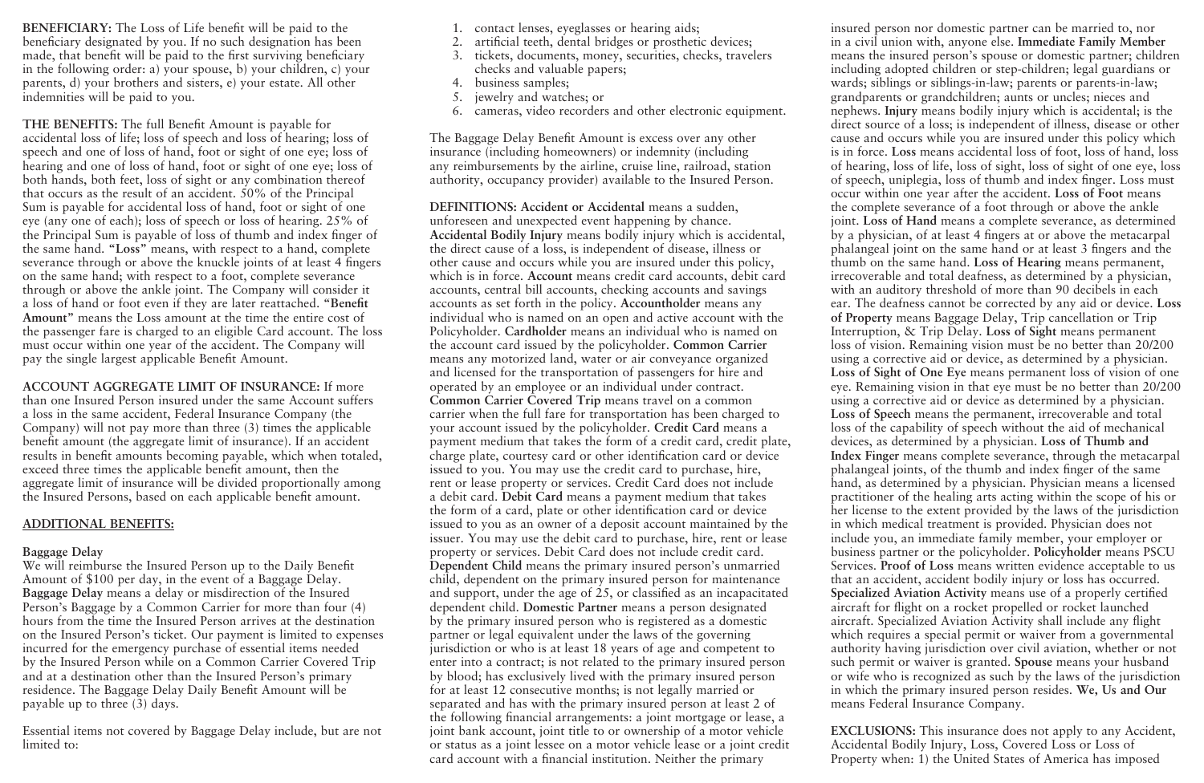**BENEFICIARY:** The Loss of Life benefit will be paid to the beneficiary designated by you. If no such designation has been made, that benefit will be paid to the first surviving beneficiary in the following order: a) your spouse, b) your children, c) your parents, d) your brothers and sisters, e) your estate. All other indemnities will be paid to you.

**THE BENEFITS:** The full Benefit Amount is payable for accidental loss of life; loss of speech and loss of hearing; loss of speech and one of loss of hand, foot or sight of one eye; loss of hearing and one of loss of hand, foot or sight of one eye; loss of both hands, both feet, loss of sight or any combination thereof that occurs as the result of an accident. 50% of the Principal Sum is payable for accidental loss of hand, foot or sight of one eye (any one of each); loss of speech or loss of hearing. 25% of the Principal Sum is payable of loss of thumb and index finger of the same hand. **"Loss"** means, with respect to a hand, complete severance through or above the knuckle joints of at least 4 fingers on the same hand; with respect to a foot, complete severance through or above the ankle joint. The Company will consider it a loss of hand or foot even if they are later reattached. **"Benefit Amount"** means the Loss amount at the time the entire cost of the passenger fare is charged to an eligible Card account. The loss must occur within one year of the accident. The Company will pay the single largest applicable Benefit Amount.

**ACCOUNT AGGREGATE LIMIT OF INSURANCE:** If more than one Insured Person insured under the same Account suffers a loss in the same accident, Federal Insurance Company (the Company) will not pay more than three (3) times the applicable benefit amount (the aggregate limit of insurance). If an accident results in benefit amounts becoming payable, which when totaled, exceed three times the applicable benefit amount, then the aggregate limit of insurance will be divided proportionally among the Insured Persons, based on each applicable benefit amount.

**ADDITIONAL BENEFITS:**

**Baggage Delay**

We will reimburse the Insured Person up to the Daily Benefit Amount of $100 per day, in the event of a Baggage Delay. **Baggage Delay** means a delay or misdirection of the Insured Person's Baggage by a Common Carrier for more than four (4) hours from the time the Insured Person arrives at the destination on the Insured Person's ticket. Our payment is limited to expenses incurred for the emergency purchase of essential items needed by the Insured Person while on a Common Carrier Covered Trip and at a destination other than the Insured Person's primary residence. The Baggage Delay Daily Benefit Amount will be payable up to three (3) days.

Essential items not covered by Baggage Delay include, but are not limited to:

1. contact lenses, eyeglasses or hearing aids;
2. artificial teeth, dental bridges or prosthetic devices;
3. tickets, documents, money, securities, checks, travelers checks and valuable papers;
4. business samples;
5. jewelry and watches; or
6. cameras, video recorders and other electronic equipment.

The Baggage Delay Benefit Amount is excess over any other insurance (including homeowners) or indemnity (including any reimbursements by the airline, cruise line, railroad, station authority, occupancy provider) available to the Insured Person.

**DEFINITIONS: Accident or Accidental** means a sudden, unforeseen and unexpected event happening by chance. **Accidental Bodily Injury** means bodily injury which is accidental, the direct cause of a loss, is independent of disease, illness or other cause and occurs while you are insured under this policy, which is in force. **Account** means credit card accounts, debit card accounts, central bill accounts, checking accounts and savings accounts as set forth in the policy. **Accountholder** means any individual who is named on an open and active account with the Policyholder. **Cardholder** means an individual who is named on the account card issued by the policyholder. **Common Carrier** means any motorized land, water or air conveyance organized and licensed for the transportation of passengers for hire and operated by an employee or an individual under contract. **Common Carrier Covered Trip** means travel on a common carrier when the full fare for transportation has been charged to your account issued by the policyholder. **Credit Card** means a payment medium that takes the form of a credit card, credit plate, charge plate, courtesy card or other identification card or device issued to you. You may use the credit card to purchase, hire, rent or lease property or services. Credit Card does not include a debit card. **Debit Card** means a payment medium that takes the form of a card, plate or other identification card or device issued to you as an owner of a deposit account maintained by the issuer. You may use the debit card to purchase, hire, rent or lease property or services. Debit Card does not include credit card. **Dependent Child** means the primary insured person's unmarried child, dependent on the primary insured person for maintenance and support, under the age of 25, or classified as an incapacitated dependent child. **Domestic Partner** means a person designated by the primary insured person who is registered as a domestic partner or legal equivalent under the laws of the governing jurisdiction or who is at least 18 years of age and competent to enter into a contract; is not related to the primary insured person by blood; has exclusively lived with the primary insured person for at least 12 consecutive months; is not legally married or separated and has with the primary insured person at least 2 of the following financial arrangements: a joint mortgage or lease, a joint bank account, joint title to or ownership of a motor vehicle or status as a joint lessee on a motor vehicle lease or a joint credit card account with a financial institution. Neither the primary insured person nor domestic partner can be married to, nor in a civil union with, anyone else. **Immediate Family Member** means the insured person's spouse or domestic partner; children including adopted children or step-children; legal guardians or wards; siblings or siblings-in-law; parents or parents-in-law; grandparents or grandchildren; aunts or uncles; nieces and nephews. **Injury** means bodily injury which is accidental; is the direct source of a loss; is independent of illness, disease or other cause and occurs while you are insured under this policy which is in force. **Loss** means accidental loss of foot, loss of hand, loss of hearing, loss of life, loss of sight, loss of sight of one eye, loss of speech, uniplegia, loss of thumb and index finger. Loss must occur within one year after the accident. **Loss of Foot** means the complete severance of a foot through or above the ankle joint. **Loss of Hand** means a complete severance, as determined by a physician, of at least 4 fingers at or above the metacarpal phalangeal joint on the same hand or at least 3 fingers and the thumb on the same hand. **Loss of Hearing** means permanent, irrecoverable and total deafness, as determined by a physician, with an auditory threshold of more than 90 decibels in each ear. The deafness cannot be corrected by any aid or device. **Loss of Property** means Baggage Delay, Trip cancellation or Trip Interruption, & Trip Delay. **Loss of Sight** means permanent loss of vision. Remaining vision must be no better than 20/200 using a corrective aid or device, as determined by a physician. **Loss of Sight of One Eye** means permanent loss of vision of one eye. Remaining vision in that eye must be no better than 20/200 using a corrective aid or device as determined by a physician. **Loss of Speech** means the permanent, irrecoverable and total loss of the capability of speech without the aid of mechanical devices, as determined by a physician. **Loss of Thumb and Index Finger** means complete severance, through the metacarpal phalangeal joints, of the thumb and index finger of the same hand, as determined by a physician. Physician means a licensed practitioner of the healing arts acting within the scope of his or her license to the extent provided by the laws of the jurisdiction in which medical treatment is provided. Physician does not include you, an immediate family member, your employer or business partner or the policyholder. **Policyholder** means PSCU Services. **Proof of Loss** means written evidence acceptable to us that an accident, accident bodily injury or loss has occurred. **Specialized Aviation Activity** means use of a properly certified aircraft for flight on a rocket propelled or rocket launched aircraft. Specialized Aviation Activity shall include any flight which requires a special permit or waiver from a governmental authority having jurisdiction over civil aviation, whether or not such permit or waiver is granted. **Spouse** means your husband or wife who is recognized as such by the laws of the jurisdiction in which the primary insured person resides. **We, Us and Our** means Federal Insurance Company.

**EXCLUSIONS:** This insurance does not apply to any Accident, Accidental Bodily Injury, Loss, Covered Loss or Loss of Property when: 1) the United States of America has imposed